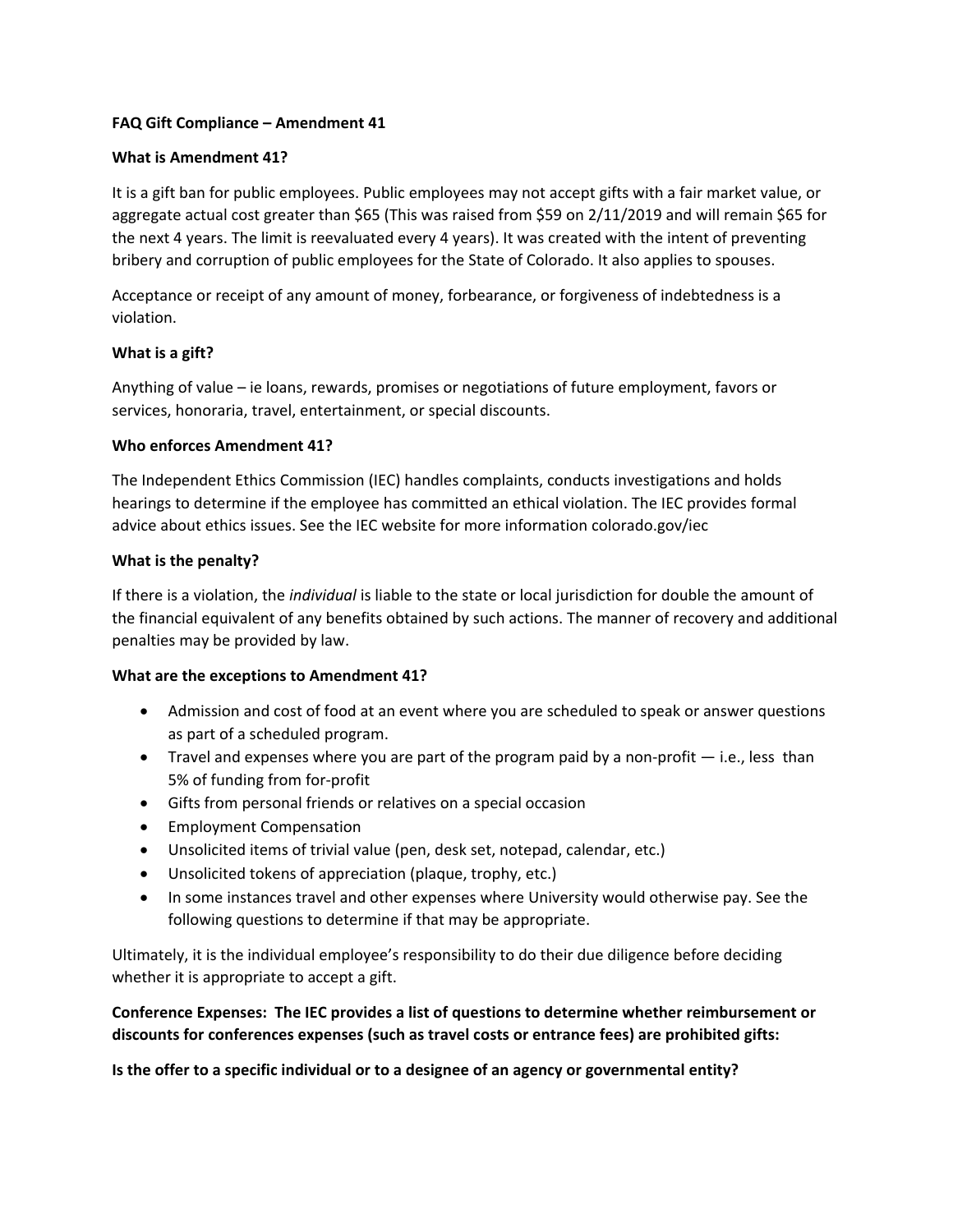# FAQ Gift Compliance – Amendment 41

## What is Amendment 41?

It is a gift ban for public employees. Public employees may not accept gifts with a fair market value, or aggregate actual cost greater than $65 (This was raised from $59 on 2/11/2019 and will remain $65 for the next 4 years. The limit is reevaluated every 4 years). It was created with the intent of preventing bribery and corruption of public employees for the State of Colorado. It also applies to spouses.

Acceptance or receipt of any amount of money, forbearance, or forgiveness of indebtedness is a violation.

## What is a gift?

Anything of value – ie loans, rewards, promises or negotiations of future employment, favors or services, honoraria, travel, entertainment, or special discounts.

## Who enforces Amendment 41?

The Independent Ethics Commission (IEC) handles complaints, conducts investigations and holds hearings to determine if the employee has committed an ethical violation. The IEC provides formal advice about ethics issues. See the IEC website for more information colorado.gov/iec

## What is the penalty?

If there is a violation, the *individual* is liable to the state or local jurisdiction for double the amount of the financial equivalent of any benefits obtained by such actions. The manner of recovery and additional penalties may be provided by law.

## What are the exceptions to Amendment 41?

- Admission and cost of food at an event where you are scheduled to speak or answer questions as part of a scheduled program.
- Travel and expenses where you are part of the program paid by a non-profit — i.e., less than 5% of funding from for-profit
- Gifts from personal friends or relatives on a special occasion
- Employment Compensation
- Unsolicited items of trivial value (pen, desk set, notepad, calendar, etc.)
- Unsolicited tokens of appreciation (plaque, trophy, etc.)
- In some instances travel and other expenses where University would otherwise pay. See the following questions to determine if that may be appropriate.

Ultimately, it is the individual employee's responsibility to do their due diligence before deciding whether it is appropriate to accept a gift.

**Conference Expenses: The IEC provides a list of questions to determine whether reimbursement or discounts for conferences expenses (such as travel costs or entrance fees) are prohibited gifts:**

**Is the offer to a specific individual or to a designee of an agency or governmental entity?**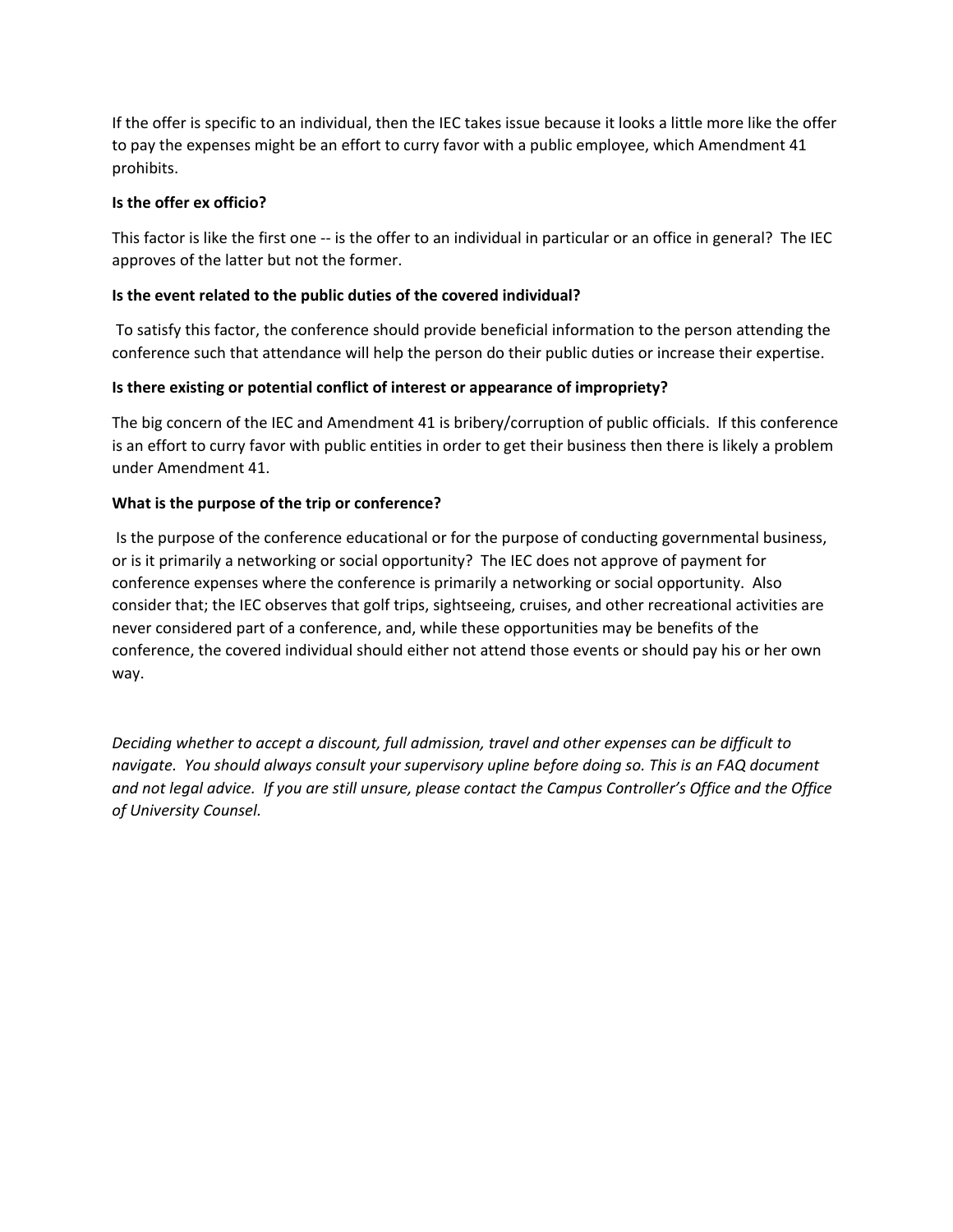If the offer is specific to an individual, then the IEC takes issue because it looks a little more like the offer to pay the expenses might be an effort to curry favor with a public employee, which Amendment 41 prohibits.

**Is the offer ex officio?**

This factor is like the first one -- is the offer to an individual in particular or an office in general? The IEC approves of the latter but not the former.

**Is the event related to the public duties of the covered individual?**

To satisfy this factor, the conference should provide beneficial information to the person attending the conference such that attendance will help the person do their public duties or increase their expertise.

**Is there existing or potential conflict of interest or appearance of impropriety?**

The big concern of the IEC and Amendment 41 is bribery/corruption of public officials. If this conference is an effort to curry favor with public entities in order to get their business then there is likely a problem under Amendment 41.

**What is the purpose of the trip or conference?**

Is the purpose of the conference educational or for the purpose of conducting governmental business, or is it primarily a networking or social opportunity? The IEC does not approve of payment for conference expenses where the conference is primarily a networking or social opportunity. Also consider that; the IEC observes that golf trips, sightseeing, cruises, and other recreational activities are never considered part of a conference, and, while these opportunities may be benefits of the conference, the covered individual should either not attend those events or should pay his or her own way.

*Deciding whether to accept a discount, full admission, travel and other expenses can be difficult to navigate. You should always consult your supervisory upline before doing so. This is an FAQ document and not legal advice. If you are still unsure, please contact the Campus Controller's Office and the Office of University Counsel.*